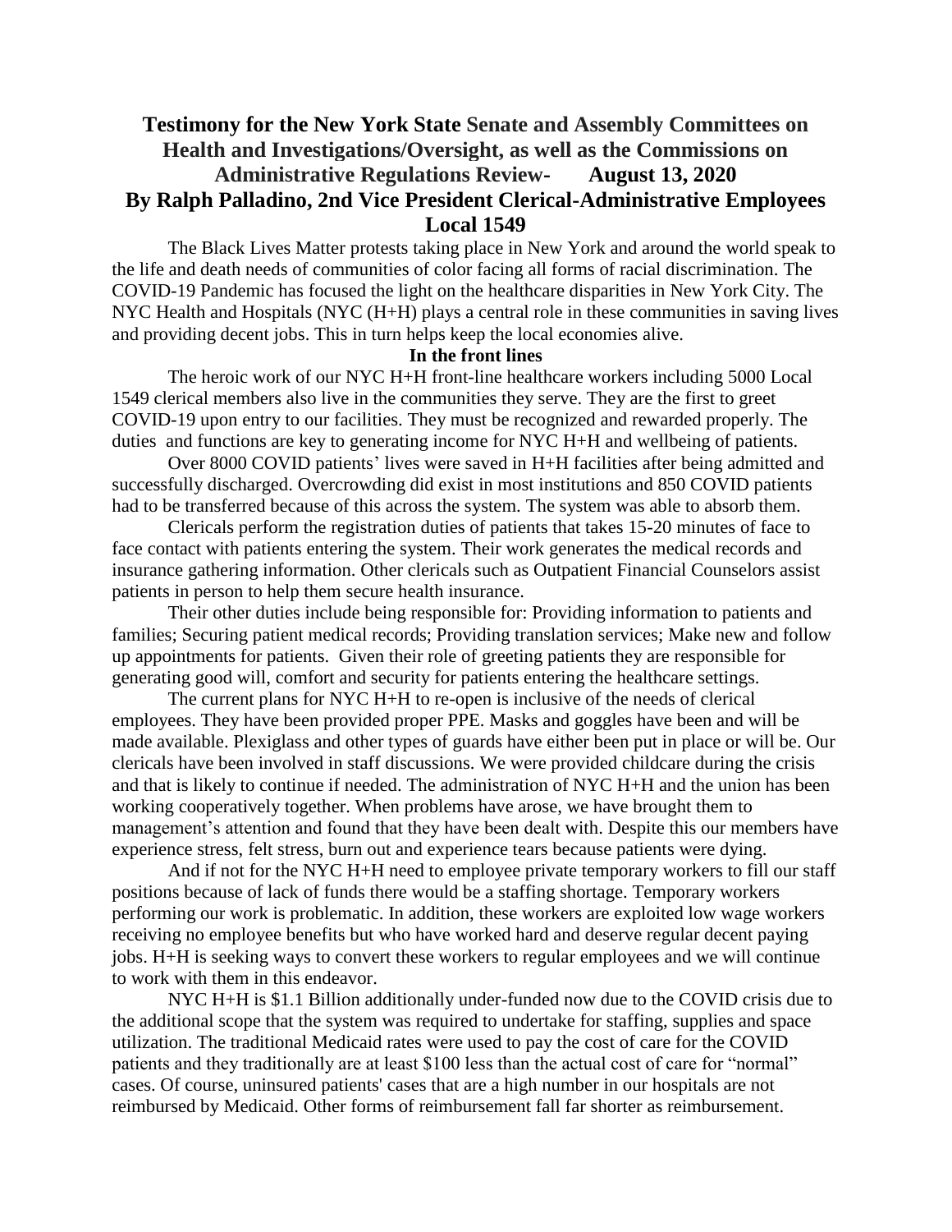# Testimony for the New York State Senate and Assembly Committees on Health and Investigations/Oversight, as well as the Commissions on Administrative Regulations Review- August 13, 2020

## By Ralph Palladino, 2nd Vice President Clerical-Administrative Employees Local 1549

The Black Lives Matter protests taking place in New York and around the world speak to the life and death needs of communities of color facing all forms of racial discrimination. The COVID-19 Pandemic has focused the light on the healthcare disparities in New York City. The NYC Health and Hospitals (NYC (H+H) plays a central role in these communities in saving lives and providing decent jobs. This in turn helps keep the local economies alive.

**In the front lines**

The heroic work of our NYC H+H front-line healthcare workers including 5000 Local 1549 clerical members also live in the communities they serve. They are the first to greet COVID-19 upon entry to our facilities. They must be recognized and rewarded properly. The duties and functions are key to generating income for NYC H+H and wellbeing of patients.

Over 8000 COVID patients' lives were saved in H+H facilities after being admitted and successfully discharged. Overcrowding did exist in most institutions and 850 COVID patients had to be transferred because of this across the system. The system was able to absorb them.

Clericals perform the registration duties of patients that takes 15-20 minutes of face to face contact with patients entering the system. Their work generates the medical records and insurance gathering information. Other clericals such as Outpatient Financial Counselors assist patients in person to help them secure health insurance.

Their other duties include being responsible for: Providing information to patients and families; Securing patient medical records; Providing translation services; Make new and follow up appointments for patients. Given their role of greeting patients they are responsible for generating good will, comfort and security for patients entering the healthcare settings.

The current plans for NYC H+H to re-open is inclusive of the needs of clerical employees. They have been provided proper PPE. Masks and goggles have been and will be made available. Plexiglass and other types of guards have either been put in place or will be. Our clericals have been involved in staff discussions. We were provided childcare during the crisis and that is likely to continue if needed. The administration of NYC H+H and the union has been working cooperatively together. When problems have arose, we have brought them to management's attention and found that they have been dealt with. Despite this our members have experience stress, felt stress, burn out and experience tears because patients were dying.

And if not for the NYC H+H need to employee private temporary workers to fill our staff positions because of lack of funds there would be a staffing shortage. Temporary workers performing our work is problematic. In addition, these workers are exploited low wage workers receiving no employee benefits but who have worked hard and deserve regular decent paying jobs. H+H is seeking ways to convert these workers to regular employees and we will continue to work with them in this endeavor.

NYC H+H is $1.1 Billion additionally under-funded now due to the COVID crisis due to the additional scope that the system was required to undertake for staffing, supplies and space utilization. The traditional Medicaid rates were used to pay the cost of care for the COVID patients and they traditionally are at least $100 less than the actual cost of care for "normal" cases. Of course, uninsured patients' cases that are a high number in our hospitals are not reimbursed by Medicaid. Other forms of reimbursement fall far shorter as reimbursement.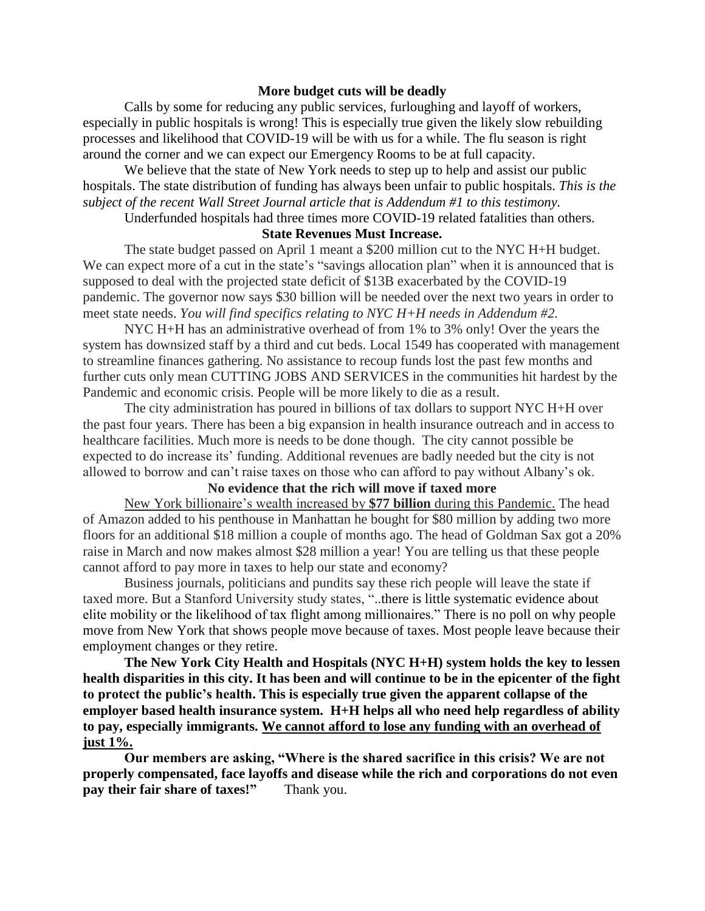### More budget cuts will be deadly

Calls by some for reducing any public services, furloughing and layoff of workers, especially in public hospitals is wrong! This is especially true given the likely slow rebuilding processes and likelihood that COVID-19 will be with us for a while. The flu season is right around the corner and we can expect our Emergency Rooms to be at full capacity.

We believe that the state of New York needs to step up to help and assist our public hospitals. The state distribution of funding has always been unfair to public hospitals. *This is the subject of the recent Wall Street Journal article that is Addendum #1 to this testimony.*

Underfunded hospitals had three times more COVID-19 related fatalities than others.

### State Revenues Must Increase.

The state budget passed on April 1 meant a $200 million cut to the NYC H+H budget. We can expect more of a cut in the state's "savings allocation plan" when it is announced that is supposed to deal with the projected state deficit of $13B exacerbated by the COVID-19 pandemic. The governor now says $30 billion will be needed over the next two years in order to meet state needs. *You will find specifics relating to NYC H+H needs in Addendum #2.*

NYC H+H has an administrative overhead of from 1% to 3% only! Over the years the system has downsized staff by a third and cut beds. Local 1549 has cooperated with management to streamline finances gathering. No assistance to recoup funds lost the past few months and further cuts only mean CUTTING JOBS AND SERVICES in the communities hit hardest by the Pandemic and economic crisis. People will be more likely to die as a result.

The city administration has poured in billions of tax dollars to support NYC H+H over the past four years. There has been a big expansion in health insurance outreach and in access to healthcare facilities. Much more is needs to be done though. The city cannot possible be expected to do increase its' funding. Additional revenues are badly needed but the city is not allowed to borrow and can't raise taxes on those who can afford to pay without Albany's ok.

### No evidence that the rich will move if taxed more

<u>New York billionaire's wealth increased by **$77 billion** during this Pandemic.</u> The head of Amazon added to his penthouse in Manhattan he bought for $80 million by adding two more floors for an additional $18 million a couple of months ago. The head of Goldman Sax got a 20% raise in March and now makes almost $28 million a year! You are telling us that these people cannot afford to pay more in taxes to help our state and economy?

Business journals, politicians and pundits say these rich people will leave the state if taxed more. But a Stanford University study states, "..there is little systematic evidence about elite mobility or the likelihood of tax flight among millionaires." There is no poll on why people move from New York that shows people move because of taxes. Most people leave because their employment changes or they retire.

**The New York City Health and Hospitals (NYC H+H) system holds the key to lessen health disparities in this city. It has been and will continue to be in the epicenter of the fight to protect the public's health. This is especially true given the apparent collapse of the employer based health insurance system. H+H helps all who need help regardless of ability to pay, especially immigrants. <u>We cannot afford to lose any funding with an overhead of just 1%.</u>**

**Our members are asking, "Where is the shared sacrifice in this crisis? We are not properly compensated, face layoffs and disease while the rich and corporations do not even pay their fair share of taxes!"** Thank you.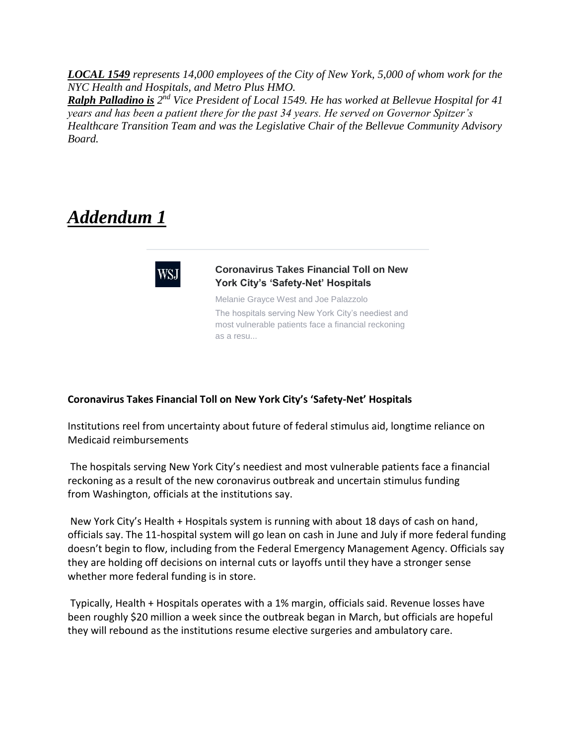***LOCAL 1549*** *represents 14,000 employees of the City of New York, 5,000 of whom work for the NYC Health and Hospitals, and Metro Plus HMO.*
***Ralph Palladino is*** *2nd Vice President of Local 1549. He has worked at Bellevue Hospital for 41 years and has been a patient there for the past 34 years. He served on Governor Spitzer's Healthcare Transition Team and was the Legislative Chair of the Bellevue Community Advisory Board.*

# ***Addendum 1***

WSJ

**Coronavirus Takes Financial Toll on New York City's 'Safety-Net' Hospitals**

Melanie Grayce West and Joe Palazzolo

The hospitals serving New York City's neediest and most vulnerable patients face a financial reckoning as a resu...

**Coronavirus Takes Financial Toll on New York City's 'Safety-Net' Hospitals**

Institutions reel from uncertainty about future of federal stimulus aid, longtime reliance on Medicaid reimbursements

The hospitals serving New York City's neediest and most vulnerable patients face a financial reckoning as a result of the new coronavirus outbreak and uncertain stimulus funding from Washington, officials at the institutions say.

New York City's Health + Hospitals system is running with about 18 days of cash on hand, officials say. The 11-hospital system will go lean on cash in June and July if more federal funding doesn't begin to flow, including from the Federal Emergency Management Agency. Officials say they are holding off decisions on internal cuts or layoffs until they have a stronger sense whether more federal funding is in store.

Typically, Health + Hospitals operates with a 1% margin, officials said. Revenue losses have been roughly $20 million a week since the outbreak began in March, but officials are hopeful they will rebound as the institutions resume elective surgeries and ambulatory care.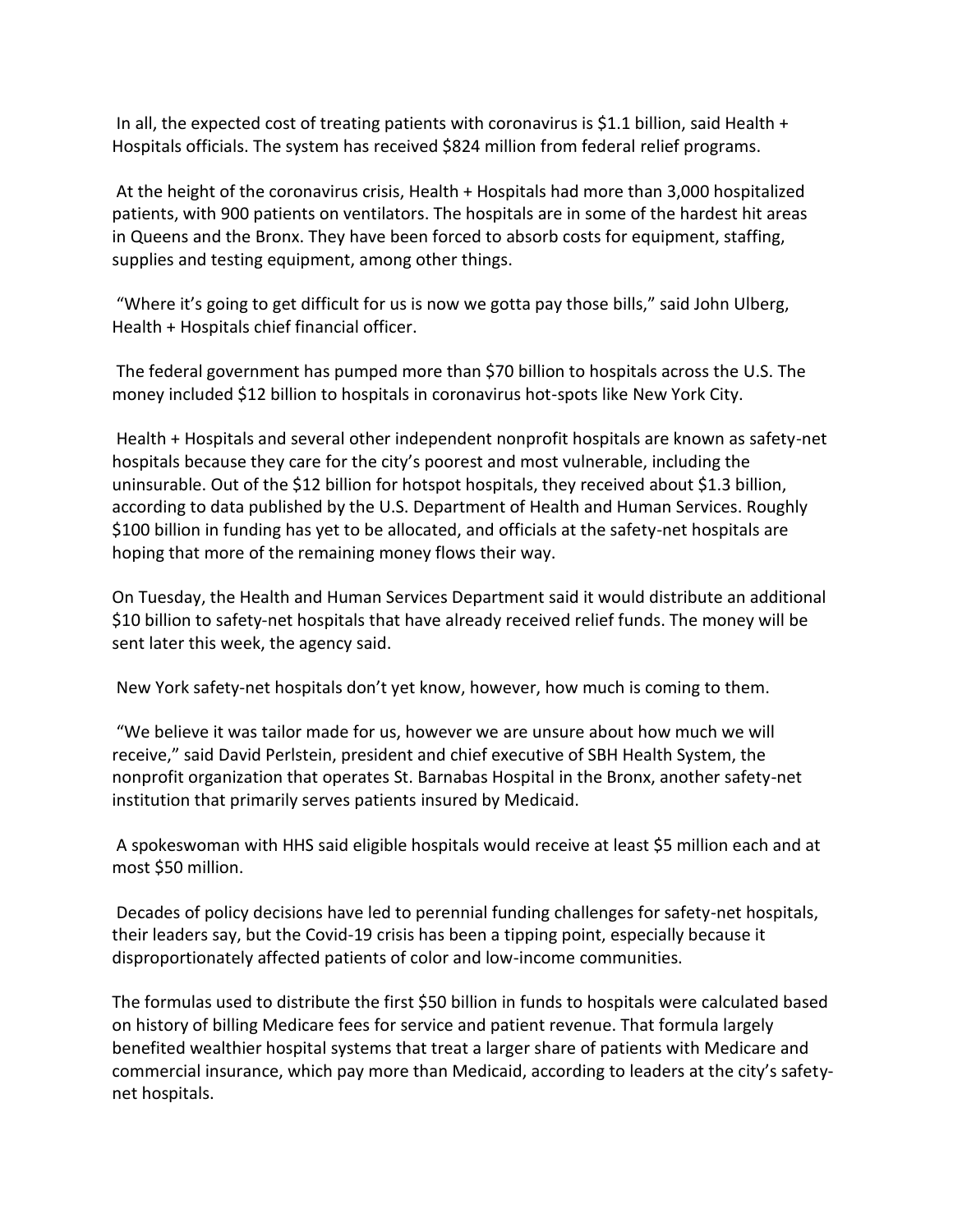In all, the expected cost of treating patients with coronavirus is $1.1 billion, said Health + Hospitals officials. The system has received $824 million from federal relief programs.

At the height of the coronavirus crisis, Health + Hospitals had more than 3,000 hospitalized patients, with 900 patients on ventilators. The hospitals are in some of the hardest hit areas in Queens and the Bronx. They have been forced to absorb costs for equipment, staffing, supplies and testing equipment, among other things.

"Where it's going to get difficult for us is now we gotta pay those bills," said John Ulberg, Health + Hospitals chief financial officer.

The federal government has pumped more than $70 billion to hospitals across the U.S. The money included $12 billion to hospitals in coronavirus hot-spots like New York City.

Health + Hospitals and several other independent nonprofit hospitals are known as safety-net hospitals because they care for the city's poorest and most vulnerable, including the uninsurable. Out of the $12 billion for hotspot hospitals, they received about $1.3 billion, according to data published by the U.S. Department of Health and Human Services. Roughly $100 billion in funding has yet to be allocated, and officials at the safety-net hospitals are hoping that more of the remaining money flows their way.

On Tuesday, the Health and Human Services Department said it would distribute an additional $10 billion to safety-net hospitals that have already received relief funds. The money will be sent later this week, the agency said.

New York safety-net hospitals don't yet know, however, how much is coming to them.

"We believe it was tailor made for us, however we are unsure about how much we will receive," said David Perlstein, president and chief executive of SBH Health System, the nonprofit organization that operates St. Barnabas Hospital in the Bronx, another safety-net institution that primarily serves patients insured by Medicaid.

A spokeswoman with HHS said eligible hospitals would receive at least $5 million each and at most $50 million.

Decades of policy decisions have led to perennial funding challenges for safety-net hospitals, their leaders say, but the Covid-19 crisis has been a tipping point, especially because it disproportionately affected patients of color and low-income communities.

The formulas used to distribute the first $50 billion in funds to hospitals were calculated based on history of billing Medicare fees for service and patient revenue. That formula largely benefited wealthier hospital systems that treat a larger share of patients with Medicare and commercial insurance, which pay more than Medicaid, according to leaders at the city's safety-net hospitals.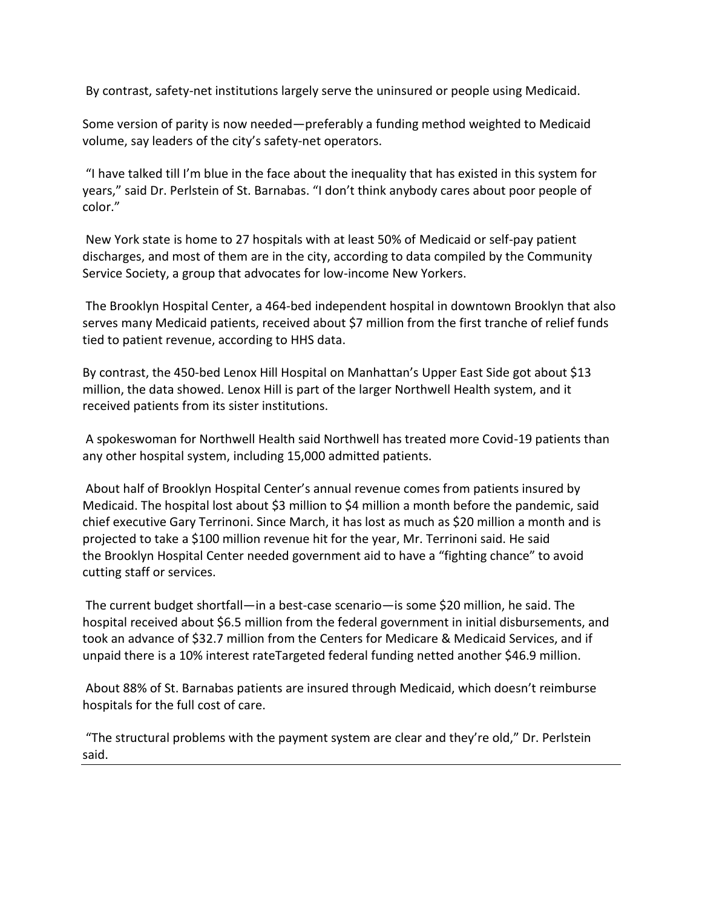By contrast, safety-net institutions largely serve the uninsured or people using Medicaid.

Some version of parity is now needed—preferably a funding method weighted to Medicaid volume, say leaders of the city's safety-net operators.

"I have talked till I'm blue in the face about the inequality that has existed in this system for years," said Dr. Perlstein of St. Barnabas. "I don't think anybody cares about poor people of color."

New York state is home to 27 hospitals with at least 50% of Medicaid or self-pay patient discharges, and most of them are in the city, according to data compiled by the Community Service Society, a group that advocates for low-income New Yorkers.

The Brooklyn Hospital Center, a 464-bed independent hospital in downtown Brooklyn that also serves many Medicaid patients, received about $7 million from the first tranche of relief funds tied to patient revenue, according to HHS data.

By contrast, the 450-bed Lenox Hill Hospital on Manhattan's Upper East Side got about $13 million, the data showed. Lenox Hill is part of the larger Northwell Health system, and it received patients from its sister institutions.

A spokeswoman for Northwell Health said Northwell has treated more Covid-19 patients than any other hospital system, including 15,000 admitted patients.

About half of Brooklyn Hospital Center's annual revenue comes from patients insured by Medicaid. The hospital lost about $3 million to $4 million a month before the pandemic, said chief executive Gary Terrinoni. Since March, it has lost as much as $20 million a month and is projected to take a $100 million revenue hit for the year, Mr. Terrinoni said. He said the Brooklyn Hospital Center needed government aid to have a "fighting chance" to avoid cutting staff or services.

The current budget shortfall—in a best-case scenario—is some $20 million, he said. The hospital received about $6.5 million from the federal government in initial disbursements, and took an advance of $32.7 million from the Centers for Medicare & Medicaid Services, and if unpaid there is a 10% interest rateTargeted federal funding netted another $46.9 million.

About 88% of St. Barnabas patients are insured through Medicaid, which doesn't reimburse hospitals for the full cost of care.

"The structural problems with the payment system are clear and they're old," Dr. Perlstein said.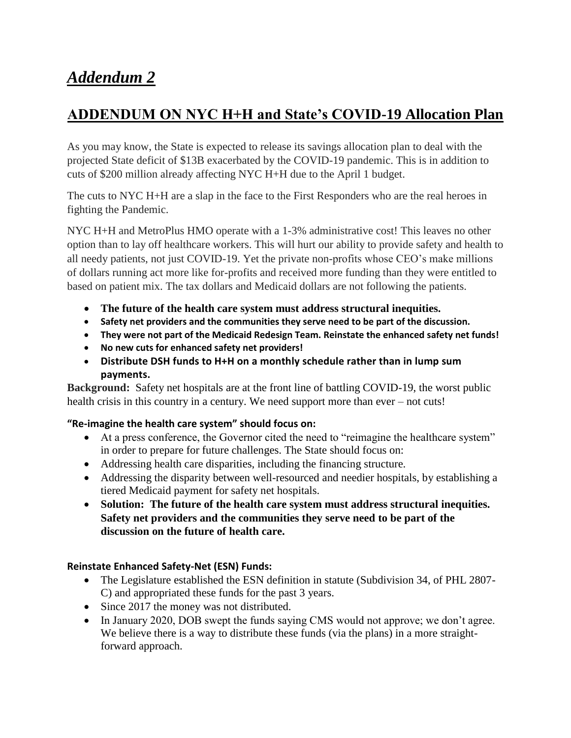# *Addendum 2*

## ADDENDUM ON NYC H+H and State's COVID-19 Allocation Plan

As you may know, the State is expected to release its savings allocation plan to deal with the projected State deficit of $13B exacerbated by the COVID-19 pandemic. This is in addition to cuts of $200 million already affecting NYC H+H due to the April 1 budget.

The cuts to NYC H+H are a slap in the face to the First Responders who are the real heroes in fighting the Pandemic.

NYC H+H and MetroPlus HMO operate with a 1-3% administrative cost! This leaves no other option than to lay off healthcare workers. This will hurt our ability to provide safety and health to all needy patients, not just COVID-19. Yet the private non-profits whose CEO's make millions of dollars running act more like for-profits and received more funding than they were entitled to based on patient mix. The tax dollars and Medicaid dollars are not following the patients.

- **The future of the health care system must address structural inequities.**
- **Safety net providers and the communities they serve need to be part of the discussion.**
- **They were not part of the Medicaid Redesign Team. Reinstate the enhanced safety net funds!**
- **No new cuts for enhanced safety net providers!**
- **Distribute DSH funds to H+H on a monthly schedule rather than in lump sum payments.**

**Background:** Safety net hospitals are at the front line of battling COVID-19, the worst public health crisis in this country in a century. We need support more than ever – not cuts!

**"Re-imagine the health care system" should focus on:**

- At a press conference, the Governor cited the need to "reimagine the healthcare system" in order to prepare for future challenges. The State should focus on:
- Addressing health care disparities, including the financing structure.
- Addressing the disparity between well-resourced and needier hospitals, by establishing a tiered Medicaid payment for safety net hospitals.
- **Solution: The future of the health care system must address structural inequities. Safety net providers and the communities they serve need to be part of the discussion on the future of health care.**

**Reinstate Enhanced Safety-Net (ESN) Funds:**

- The Legislature established the ESN definition in statute (Subdivision 34, of PHL 2807-C) and appropriated these funds for the past 3 years.
- Since 2017 the money was not distributed.
- In January 2020, DOB swept the funds saying CMS would not approve; we don't agree. We believe there is a way to distribute these funds (via the plans) in a more straight-forward approach.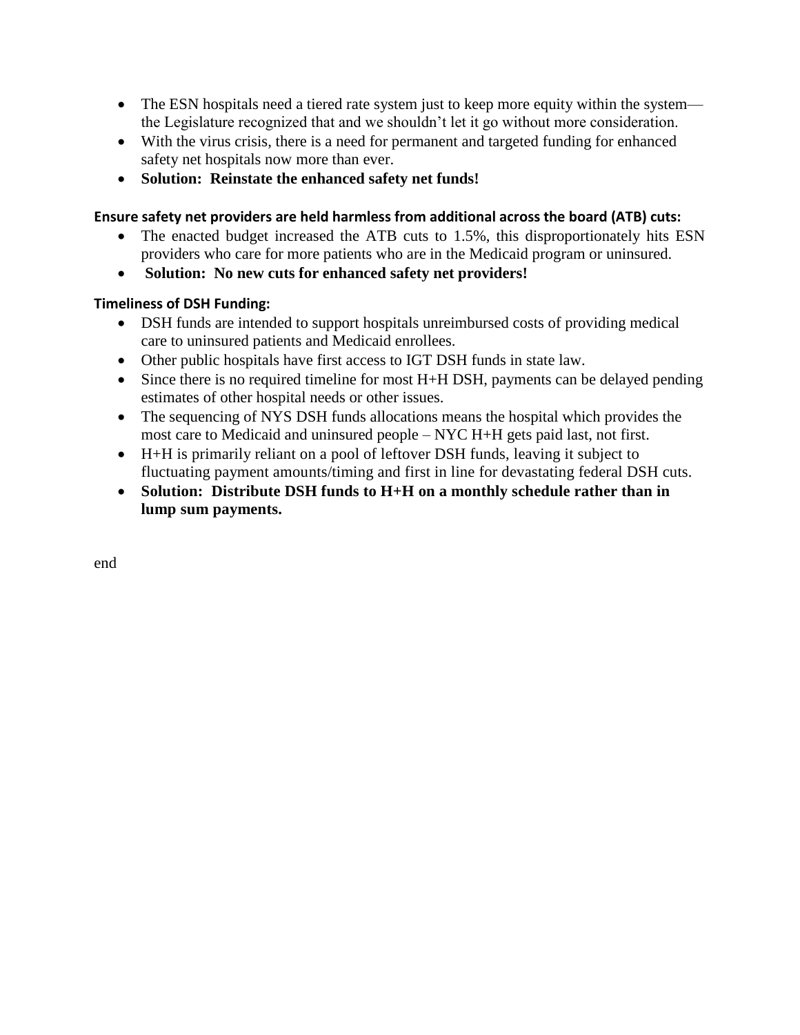- The ESN hospitals need a tiered rate system just to keep more equity within the system—the Legislature recognized that and we shouldn't let it go without more consideration.
- With the virus crisis, there is a need for permanent and targeted funding for enhanced safety net hospitals now more than ever.
- **Solution: Reinstate the enhanced safety net funds!**

**Ensure safety net providers are held harmless from additional across the board (ATB) cuts:**

- The enacted budget increased the ATB cuts to 1.5%, this disproportionately hits ESN providers who care for more patients who are in the Medicaid program or uninsured.
- **Solution: No new cuts for enhanced safety net providers!**

**Timeliness of DSH Funding:**

- DSH funds are intended to support hospitals unreimbursed costs of providing medical care to uninsured patients and Medicaid enrollees.
- Other public hospitals have first access to IGT DSH funds in state law.
- Since there is no required timeline for most H+H DSH, payments can be delayed pending estimates of other hospital needs or other issues.
- The sequencing of NYS DSH funds allocations means the hospital which provides the most care to Medicaid and uninsured people – NYC H+H gets paid last, not first.
- H+H is primarily reliant on a pool of leftover DSH funds, leaving it subject to fluctuating payment amounts/timing and first in line for devastating federal DSH cuts.
- **Solution: Distribute DSH funds to H+H on a monthly schedule rather than in lump sum payments.**

end